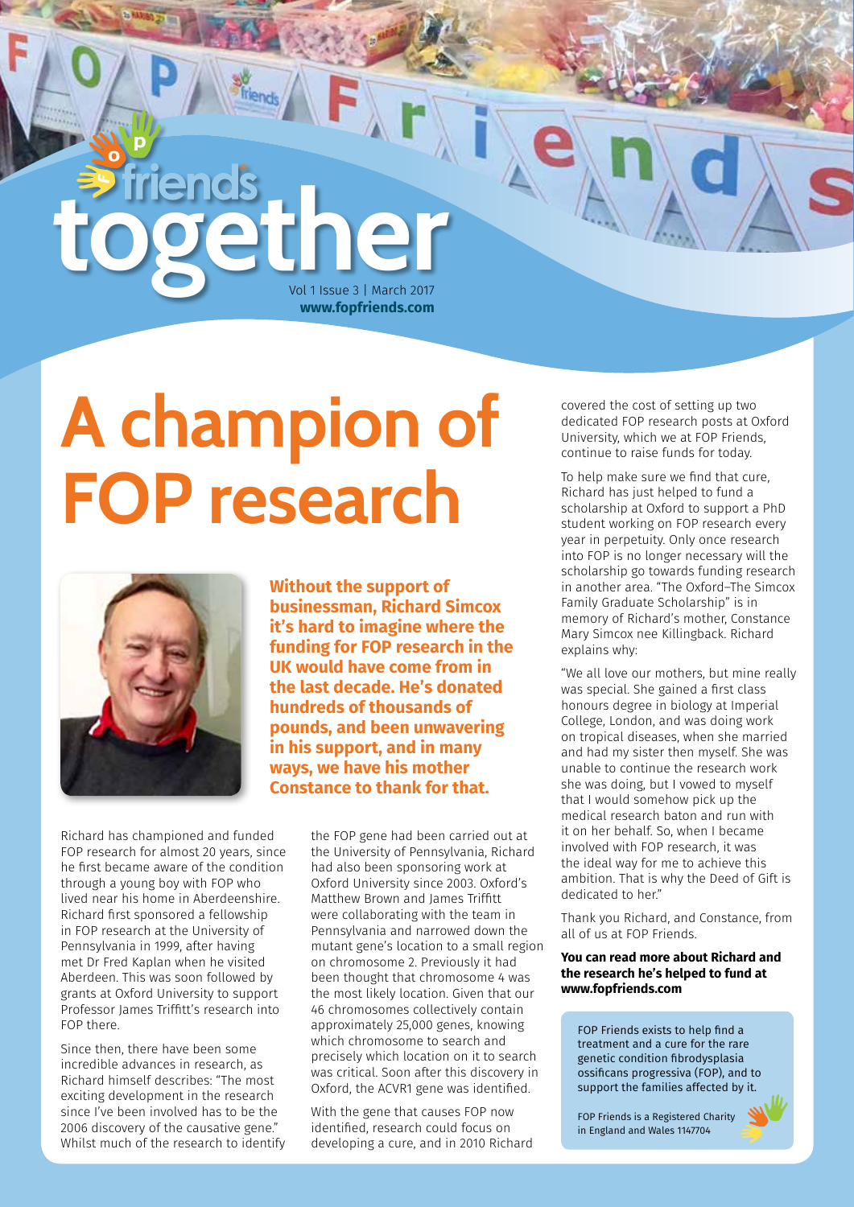# together

Vol 1 Issue 3 | March 2017

**www.fopfriends.com**

# A champion of FOP research

**Without the support of businessman, Richard Simcox it's hard to imagine where the funding for FOP research in the UK would have come from in the last decade. He's donated hundreds of thousands of pounds, and been unwavering in his support, and in many ways, we have his mother Constance to thank for that.**

Richard has championed and funded FOP research for almost 20 years, since he first became aware of the condition through a young boy with FOP who lived near his home in Aberdeenshire. Richard first sponsored a fellowship in FOP research at the University of Pennsylvania in 1999, after having met Dr Fred Kaplan when he visited Aberdeen. This was soon followed by grants at Oxford University to support Professor James Triffitt's research into FOP there.

Since then, there have been some incredible advances in research, as Richard himself describes: "The most exciting development in the research since I've been involved has to be the 2006 discovery of the causative gene." Whilst much of the research to identify the FOP gene had been carried out at the University of Pennsylvania, Richard had also been sponsoring work at Oxford University since 2003. Oxford's Matthew Brown and James Triffitt were collaborating with the team in Pennsylvania and narrowed down the mutant gene's location to a small region on chromosome 2. Previously it had been thought that chromosome 4 was the most likely location. Given that our 46 chromosomes collectively contain approximately 25,000 genes, knowing which chromosome to search and precisely which location on it to search was critical. Soon after this discovery in Oxford, the ACVR1 gene was identified.

With the gene that causes FOP now identified, research could focus on developing a cure, and in 2010 Richard covered the cost of setting up two dedicated FOP research posts at Oxford University, which we at FOP Friends, continue to raise funds for today.

To help make sure we find that cure, Richard has just helped to fund a scholarship at Oxford to support a PhD student working on FOP research every year in perpetuity. Only once research into FOP is no longer necessary will the scholarship go towards funding research in another area. "The Oxford–The Simcox Family Graduate Scholarship" is in memory of Richard's mother, Constance Mary Simcox nee Killingback. Richard explains why:

"We all love our mothers, but mine really was special. She gained a first class honours degree in biology at Imperial College, London, and was doing work on tropical diseases, when she married and had my sister then myself. She was unable to continue the research work she was doing, but I vowed to myself that I would somehow pick up the medical research baton and run with it on her behalf. So, when I became involved with FOP research, it was the ideal way for me to achieve this ambition. That is why the Deed of Gift is dedicated to her."

Thank you Richard, and Constance, from all of us at FOP Friends.

**You can read more about Richard and the research he's helped to fund at www.fopfriends.com**

FOP Friends exists to help find a treatment and a cure for the rare genetic condition fibrodysplasia ossificans progressiva (FOP), and to support the families affected by it.

FOP Friends is a Registered Charity in England and Wales 1147704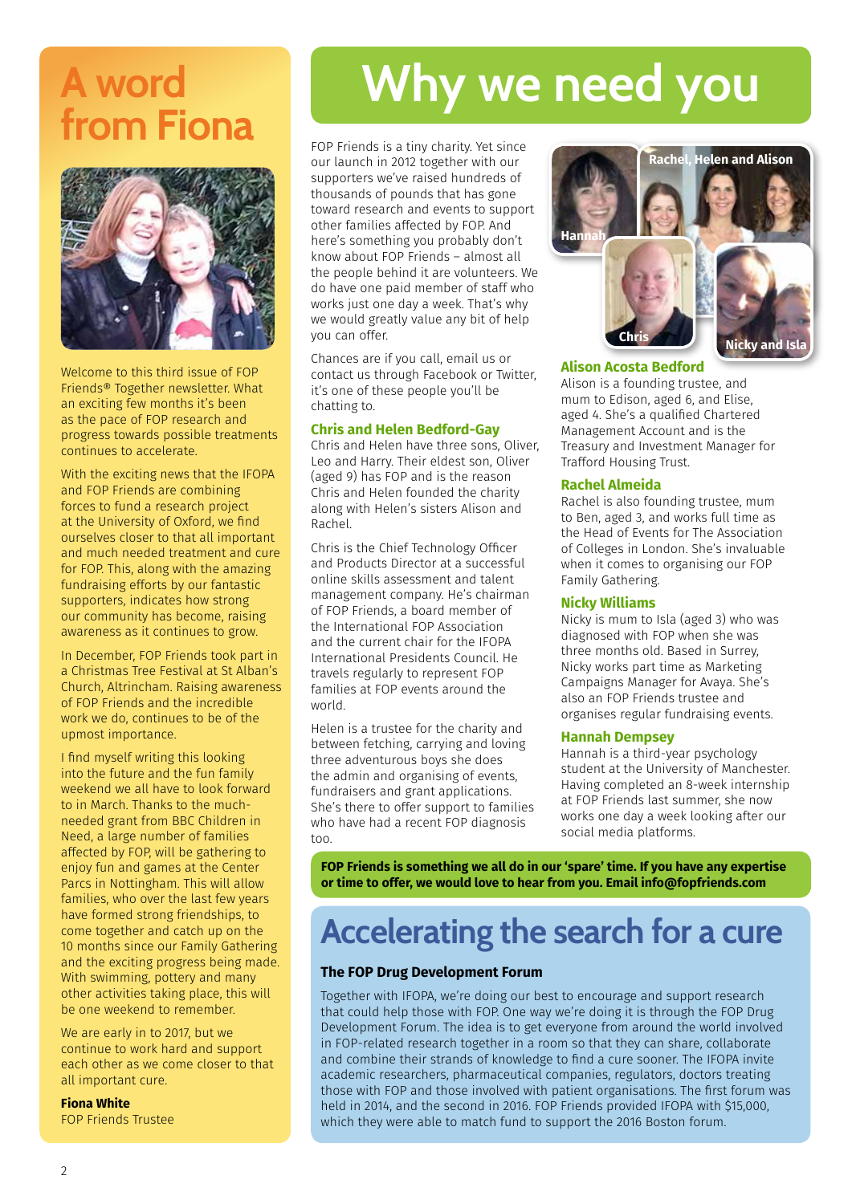# A word from Fiona

Welcome to this third issue of FOP Friends® Together newsletter. What an exciting few months it's been as the pace of FOP research and progress towards possible treatments continues to accelerate.

With the exciting news that the IFOPA and FOP Friends are combining forces to fund a research project at the University of Oxford, we find ourselves closer to that all important and much needed treatment and cure for FOP. This, along with the amazing fundraising efforts by our fantastic supporters, indicates how strong our community has become, raising awareness as it continues to grow.

In December, FOP Friends took part in a Christmas Tree Festival at St Alban's Church, Altrincham. Raising awareness of FOP Friends and the incredible work we do, continues to be of the upmost importance.

I find myself writing this looking into the future and the fun family weekend we all have to look forward to in March. Thanks to the much-needed grant from BBC Children in Need, a large number of families affected by FOP, will be gathering to enjoy fun and games at the Center Parcs in Nottingham. This will allow families, who over the last few years have formed strong friendships, to come together and catch up on the 10 months since our Family Gathering and the exciting progress being made. With swimming, pottery and many other activities taking place, this will be one weekend to remember.

We are early in to 2017, but we continue to work hard and support each other as we come closer to that all important cure.

**Fiona White**
FOP Friends Trustee

# Why we need you

FOP Friends is a tiny charity. Yet since our launch in 2012 together with our supporters we've raised hundreds of thousands of pounds that has gone toward research and events to support other families affected by FOP. And here's something you probably don't know about FOP Friends – almost all the people behind it are volunteers. We do have one paid member of staff who works just one day a week. That's why we would greatly value any bit of help you can offer.

Chances are if you call, email us or contact us through Facebook or Twitter, it's one of these people you'll be chatting to.

Hannah

Rachel, Helen and Alison

Chris

Nicky and Isla

### Chris and Helen Bedford-Gay

Chris and Helen have three sons, Oliver, Leo and Harry. Their eldest son, Oliver (aged 9) has FOP and is the reason Chris and Helen founded the charity along with Helen's sisters Alison and Rachel.

Chris is the Chief Technology Officer and Products Director at a successful online skills assessment and talent management company. He's chairman of FOP Friends, a board member of the International FOP Association and the current chair for the IFOPA International Presidents Council. He travels regularly to represent FOP families at FOP events around the world.

Helen is a trustee for the charity and between fetching, carrying and loving three adventurous boys she does the admin and organising of events, fundraisers and grant applications. She's there to offer support to families who have had a recent FOP diagnosis too.

### Alison Acosta Bedford

Alison is a founding trustee, and mum to Edison, aged 6, and Elise, aged 4. She's a qualified Chartered Management Account and is the Treasury and Investment Manager for Trafford Housing Trust.

### Rachel Almeida

Rachel is also founding trustee, mum to Ben, aged 3, and works full time as the Head of Events for The Association of Colleges in London. She's invaluable when it comes to organising our FOP Family Gathering.

### Nicky Williams

Nicky is mum to Isla (aged 3) who was diagnosed with FOP when she was three months old. Based in Surrey, Nicky works part time as Marketing Campaigns Manager for Avaya. She's also an FOP Friends trustee and organises regular fundraising events.

### Hannah Dempsey

Hannah is a third-year psychology student at the University of Manchester. Having completed an 8-week internship at FOP Friends last summer, she now works one day a week looking after our social media platforms.

**FOP Friends is something we all do in our 'spare' time. If you have any expertise or time to offer, we would love to hear from you. Email info@fopfriends.com**

# Accelerating the search for a cure

### The FOP Drug Development Forum

Together with IFOPA, we're doing our best to encourage and support research that could help those with FOP. One way we're doing it is through the FOP Drug Development Forum. The idea is to get everyone from around the world involved in FOP-related research together in a room so that they can share, collaborate and combine their strands of knowledge to find a cure sooner. The IFOPA invite academic researchers, pharmaceutical companies, regulators, doctors treating those with FOP and those involved with patient organisations. The first forum was held in 2014, and the second in 2016. FOP Friends provided IFOPA with $15,000, which they were able to match fund to support the 2016 Boston forum.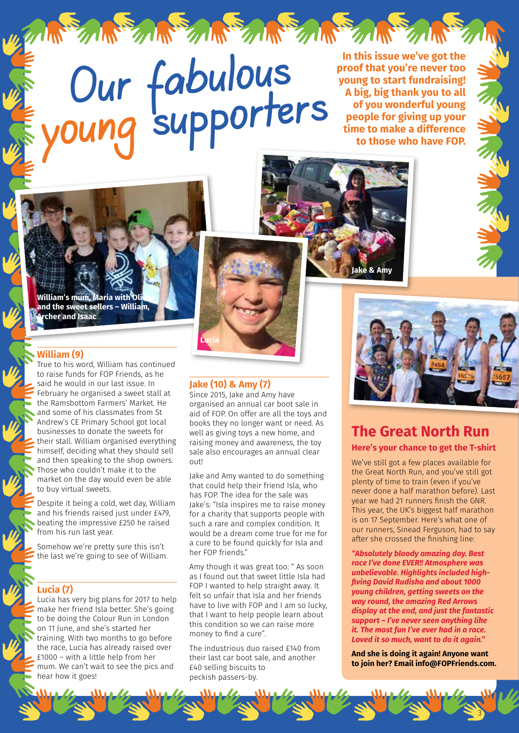# Our fabulous young supporters

**In this issue we've got the proof that you're never too young to start fundraising! A big, big thank you to all of you wonderful young people for giving up your time to make a difference to those who have FOP.**

William's mum, Maria with Oli and the sweet sellers – William, Archer and Isaac

Lucia

Jake & Amy

## William (9)

True to his word, William has continued to raise funds for FOP Friends, as he said he would in our last issue. In February he organised a sweet stall at the Ramsbottom Farmers' Market. He and some of his classmates from St Andrew's CE Primary School got local businesses to donate the sweets for their stall. William organised everything himself, deciding what they should sell and then speaking to the shop owners. Those who couldn't make it to the market on the day would even be able to buy virtual sweets.

Despite it being a cold, wet day, William and his friends raised just under £479, beating the impressive £250 he raised from his run last year.

Somehow we're pretty sure this isn't the last we're going to see of William.

## Lucia (7)

Lucia has very big plans for 2017 to help make her friend Isla better. She's going to be doing the Colour Run in London on 11 June, and she's started her training. With two months to go before the race, Lucia has already raised over £1000 – with a little help from her mum. We can't wait to see the pics and hear how it goes!

## Jake (10) & Amy (7)

Since 2015, Jake and Amy have organised an annual car boot sale in aid of FOP. On offer are all the toys and books they no longer want or need. As well as giving toys a new home, and raising money and awareness, the toy sale also encourages an annual clear out!

Jake and Amy wanted to do something that could help their friend Isla, who has FOP. The idea for the sale was Jake's: "Isla inspires me to raise money for a charity that supports people with such a rare and complex condition. It would be a dream come true for me for a cure to be found quickly for Isla and her FOP friends."

Amy though it was great too: " As soon as I found out that sweet little Isla had FOP I wanted to help straight away. It felt so unfair that Isla and her friends have to live with FOP and I am so lucky, that I want to help people learn about this condition so we can raise more money to find a cure".

The industrious duo raised £140 from their last car boot sale, and another £40 selling biscuits to peckish passers-by.

## The Great North Run

### Here's your chance to get the T-shirt

We've still got a few places available for the Great North Run, and you've still got plenty of time to train (even if you've never done a half marathon before). Last year we had 21 runners finish the GNR. This year, the UK's biggest half marathon is on 17 September. Here's what one of our runners, Sinead Ferguson, had to say after she crossed the finishing line:

***"Absolutely bloody amazing day. Best race I've done EVER!! Atmosphere was unbelievable. Highlights included high-fiving David Rudisha and about 1000 young children, getting sweets on the way round, the amazing Red Arrows display at the end, and just the fantastic support – I've never seen anything like it. The most fun I've ever had in a race. Loved it so much, want to do it again."***

**And she is doing it again! Anyone want to join her? Email info@FOPFriends.com.**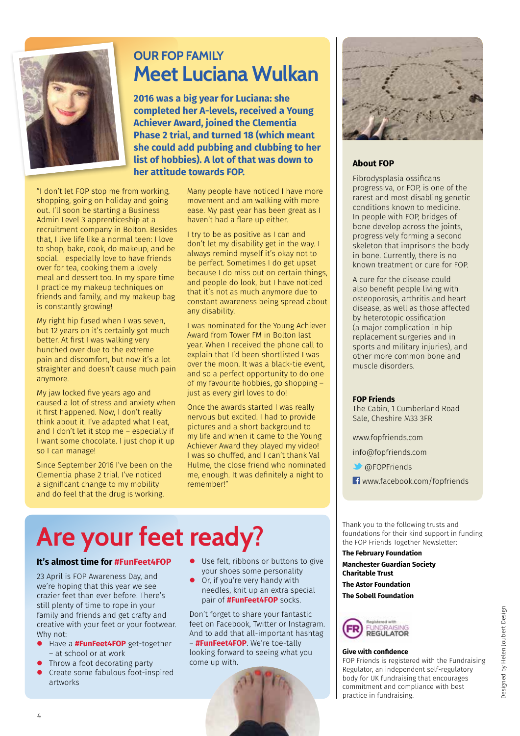OUR FOP FAMILY

# Meet Luciana Wulkan

**2016 was a big year for Luciana: she completed her A-levels, received a Young Achiever Award, joined the Clementia Phase 2 trial, and turned 18 (which meant she could add pubbing and clubbing to her list of hobbies). A lot of that was down to her attitude towards FOP.**

"I don't let FOP stop me from working, shopping, going on holiday and going out. I'll soon be starting a Business Admin Level 3 apprenticeship at a recruitment company in Bolton. Besides that, I live life like a normal teen: I love to shop, bake, cook, do makeup, and be social. I especially love to have friends over for tea, cooking them a lovely meal and dessert too. In my spare time I practice my makeup techniques on friends and family, and my makeup bag is constantly growing!

My right hip fused when I was seven, but 12 years on it's certainly got much better. At first I was walking very hunched over due to the extreme pain and discomfort, but now it's a lot straighter and doesn't cause much pain anymore.

My jaw locked five years ago and caused a lot of stress and anxiety when it first happened. Now, I don't really think about it. I've adapted what I eat, and I don't let it stop me – especially if I want some chocolate. I just chop it up so I can manage!

Since September 2016 I've been on the Clementia phase 2 trial. I've noticed a significant change to my mobility and do feel that the drug is working.

Many people have noticed I have more movement and am walking with more ease. My past year has been great as I haven't had a flare up either.

I try to be as positive as I can and don't let my disability get in the way. I always remind myself it's okay not to be perfect. Sometimes I do get upset because I do miss out on certain things, and people do look, but I have noticed that it's not as much anymore due to constant awareness being spread about any disability.

I was nominated for the Young Achiever Award from Tower FM in Bolton last year. When I received the phone call to explain that I'd been shortlisted I was over the moon. It was a black-tie event, and so a perfect opportunity to do one of my favourite hobbies, go shopping – just as every girl loves to do!

Once the awards started I was really nervous but excited. I had to provide pictures and a short background to my life and when it came to the Young Achiever Award they played my video! I was so chuffed, and I can't thank Val Hulme, the close friend who nominated me, enough. It was definitely a night to remember!"

### About FOP

Fibrodysplasia ossificans progressiva, or FOP, is one of the rarest and most disabling genetic conditions known to medicine. In people with FOP, bridges of bone develop across the joints, progressively forming a second skeleton that imprisons the body in bone. Currently, there is no known treatment or cure for FOP.

A cure for the disease could also benefit people living with osteoporosis, arthritis and heart disease, as well as those affected by heterotopic ossification (a major complication in hip replacement surgeries and in sports and military injuries), and other more common bone and muscle disorders.

**FOP Friends**
The Cabin, 1 Cumberland Road
Sale, Cheshire M33 3FR

www.fopfriends.com

info@fopfriends.com

@FOPFriends

www.facebook.com/fopfriends

# Are your feet ready?

### It's almost time for #FunFeet4FOP

23 April is FOP Awareness Day, and we're hoping that this year we see crazier feet than ever before. There's still plenty of time to rope in your family and friends and get crafty and creative with your feet or your footwear. Why not:

- Have a **#FunFeet4FOP** get-together – at school or at work
- Throw a foot decorating party
- Create some fabulous foot-inspired artworks
- Use felt, ribbons or buttons to give your shoes some personality
- Or, if you're very handy with needles, knit up an extra special pair of **#FunFeet4FOP** socks.

Don't forget to share your fantastic feet on Facebook, Twitter or Instagram. And to add that all-important hashtag – **#FunFeet4FOP**. We're toe-tally looking forward to seeing what you come up with.

Thank you to the following trusts and foundations for their kind support in funding the FOP Friends Together Newsletter:

**The February Foundation**

**Manchester Guardian Society Charitable Trust**

**The Astor Foundation**

**The Sobell Foundation**

**Give with confidence**
FOP Friends is registered with the Fundraising Regulator, an independent self-regulatory body for UK fundraising that encourages commitment and compliance with best practice in fundraising.

Designed by Helen Joubert Design